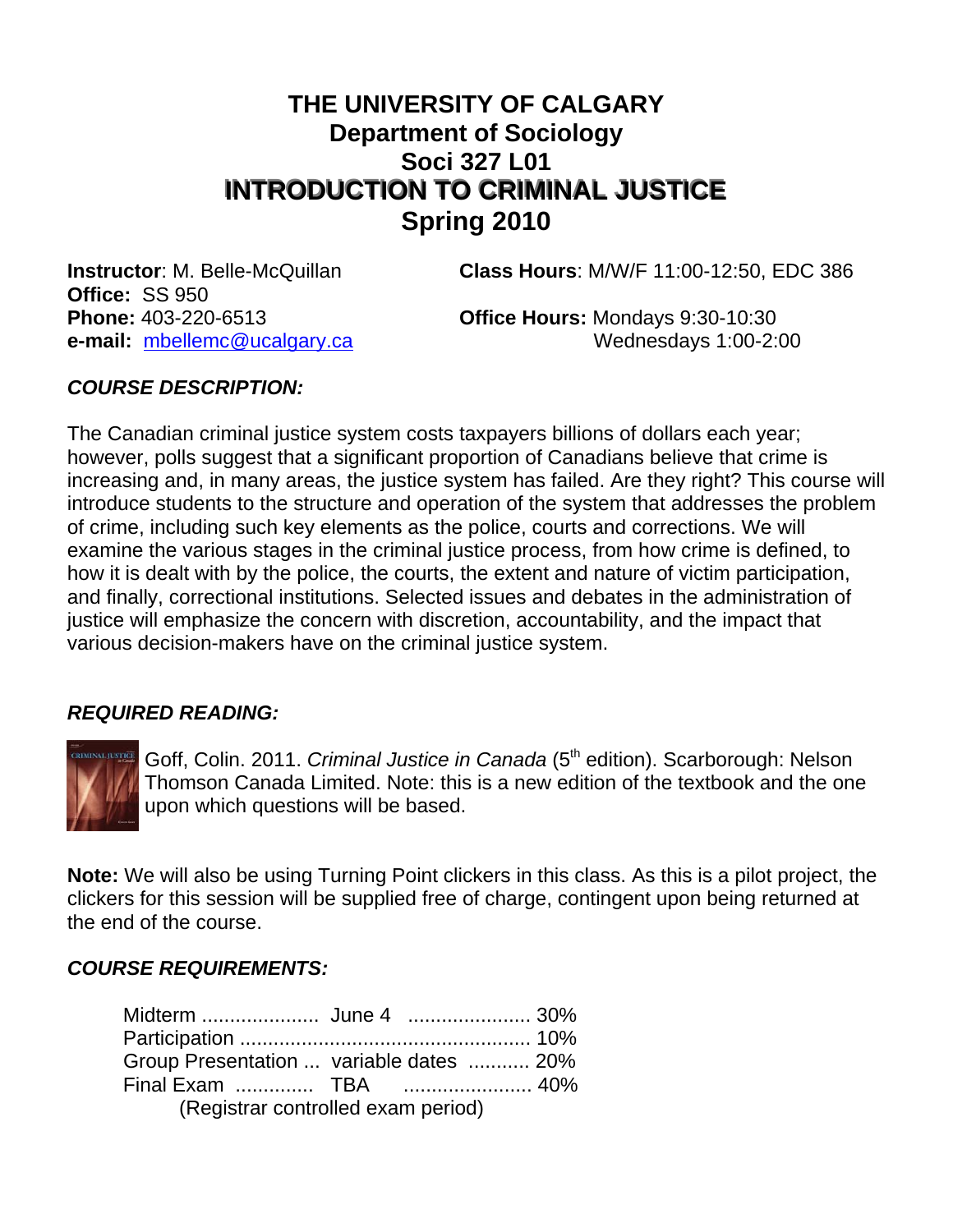# THE UNIVERSITY OF CALGARY
## Department of Sociology
## Soci 327 L01
## INTRODUCTION TO CRIMINAL JUSTICE
## Spring 2010

**Instructor**: M. Belle-McQuillan
**Office:** SS 950
**Phone:** 403-220-6513
**e-mail:** mbellemc@ucalgary.ca

**Class Hours**: M/W/F 11:00-12:50, EDC 386

**Office Hours:** Mondays 9:30-10:30
Wednesdays 1:00-2:00

### *COURSE DESCRIPTION:*

The Canadian criminal justice system costs taxpayers billions of dollars each year; however, polls suggest that a significant proportion of Canadians believe that crime is increasing and, in many areas, the justice system has failed. Are they right? This course will introduce students to the structure and operation of the system that addresses the problem of crime, including such key elements as the police, courts and corrections. We will examine the various stages in the criminal justice process, from how crime is defined, to how it is dealt with by the police, the courts, the extent and nature of victim participation, and finally, correctional institutions. Selected issues and debates in the administration of justice will emphasize the concern with discretion, accountability, and the impact that various decision-makers have on the criminal justice system.

### *REQUIRED READING:*

Goff, Colin. 2011. *Criminal Justice in Canada* (5th edition). Scarborough: Nelson Thomson Canada Limited. Note: this is a new edition of the textbook and the one upon which questions will be based.

**Note:** We will also be using Turning Point clickers in this class. As this is a pilot project, the clickers for this session will be supplied free of charge, contingent upon being returned at the end of the course.

### *COURSE REQUIREMENTS:*

| | | |
|---|---|---|
| Midterm | June 4 | 30% |
| Participation | | 10% |
| Group Presentation | variable dates | 20% |
| Final Exam | TBA (Registrar controlled exam period) | 40% |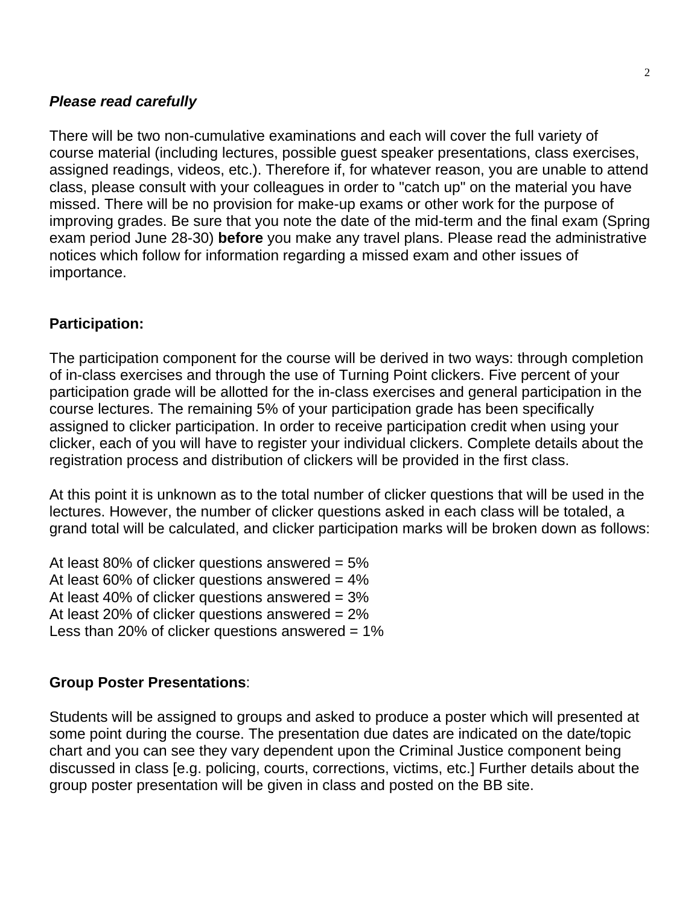***Please read carefully***

There will be two non-cumulative examinations and each will cover the full variety of course material (including lectures, possible guest speaker presentations, class exercises, assigned readings, videos, etc.). Therefore if, for whatever reason, you are unable to attend class, please consult with your colleagues in order to "catch up" on the material you have missed. There will be no provision for make-up exams or other work for the purpose of improving grades. Be sure that you note the date of the mid-term and the final exam (Spring exam period June 28-30) **before** you make any travel plans. Please read the administrative notices which follow for information regarding a missed exam and other issues of importance.

**Participation:**

The participation component for the course will be derived in two ways: through completion of in-class exercises and through the use of Turning Point clickers. Five percent of your participation grade will be allotted for the in-class exercises and general participation in the course lectures. The remaining 5% of your participation grade has been specifically assigned to clicker participation. In order to receive participation credit when using your clicker, each of you will have to register your individual clickers. Complete details about the registration process and distribution of clickers will be provided in the first class.

At this point it is unknown as to the total number of clicker questions that will be used in the lectures. However, the number of clicker questions asked in each class will be totaled, a grand total will be calculated, and clicker participation marks will be broken down as follows:

At least 80% of clicker questions answered = 5%
At least 60% of clicker questions answered = 4%
At least 40% of clicker questions answered = 3%
At least 20% of clicker questions answered = 2%
Less than 20% of clicker questions answered = 1%

**Group Poster Presentations**:

Students will be assigned to groups and asked to produce a poster which will presented at some point during the course. The presentation due dates are indicated on the date/topic chart and you can see they vary dependent upon the Criminal Justice component being discussed in class [e.g. policing, courts, corrections, victims, etc.] Further details about the group poster presentation will be given in class and posted on the BB site.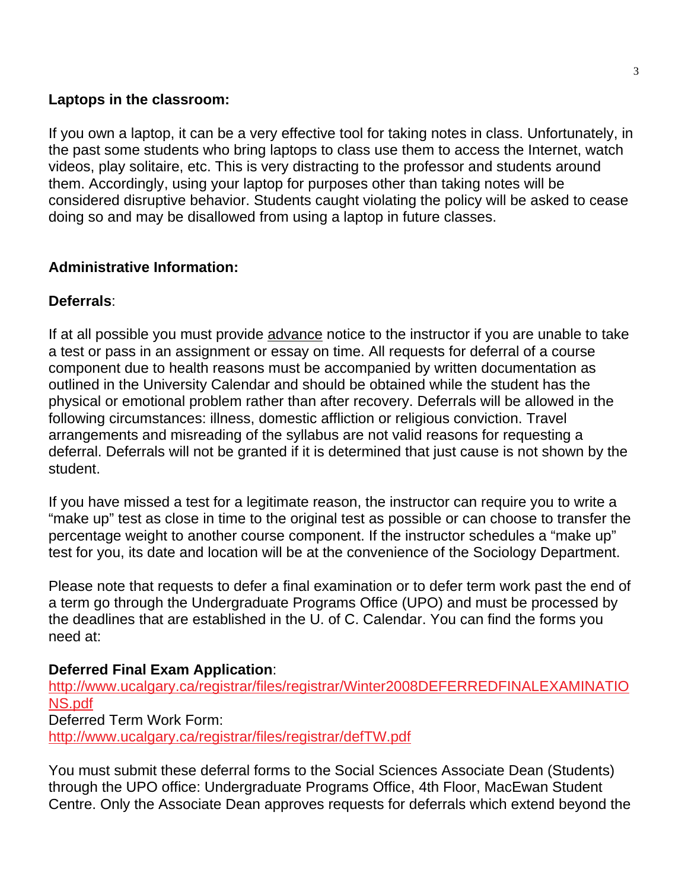**Laptops in the classroom:**

If you own a laptop, it can be a very effective tool for taking notes in class. Unfortunately, in the past some students who bring laptops to class use them to access the Internet, watch videos, play solitaire, etc. This is very distracting to the professor and students around them. Accordingly, using your laptop for purposes other than taking notes will be considered disruptive behavior. Students caught violating the policy will be asked to cease doing so and may be disallowed from using a laptop in future classes.

**Administrative Information:**

**Deferrals**:

If at all possible you must provide advance notice to the instructor if you are unable to take a test or pass in an assignment or essay on time. All requests for deferral of a course component due to health reasons must be accompanied by written documentation as outlined in the University Calendar and should be obtained while the student has the physical or emotional problem rather than after recovery. Deferrals will be allowed in the following circumstances: illness, domestic affliction or religious conviction. Travel arrangements and misreading of the syllabus are not valid reasons for requesting a deferral. Deferrals will not be granted if it is determined that just cause is not shown by the student.

If you have missed a test for a legitimate reason, the instructor can require you to write a "make up" test as close in time to the original test as possible or can choose to transfer the percentage weight to another course component. If the instructor schedules a "make up" test for you, its date and location will be at the convenience of the Sociology Department.

Please note that requests to defer a final examination or to defer term work past the end of a term go through the Undergraduate Programs Office (UPO) and must be processed by the deadlines that are established in the U. of C. Calendar. You can find the forms you need at:

**Deferred Final Exam Application**:
http://www.ucalgary.ca/registrar/files/registrar/Winter2008DEFERREDFINALEXAMINATIONS.pdf
Deferred Term Work Form:
http://www.ucalgary.ca/registrar/files/registrar/defTW.pdf

You must submit these deferral forms to the Social Sciences Associate Dean (Students) through the UPO office: Undergraduate Programs Office, 4th Floor, MacEwan Student Centre. Only the Associate Dean approves requests for deferrals which extend beyond the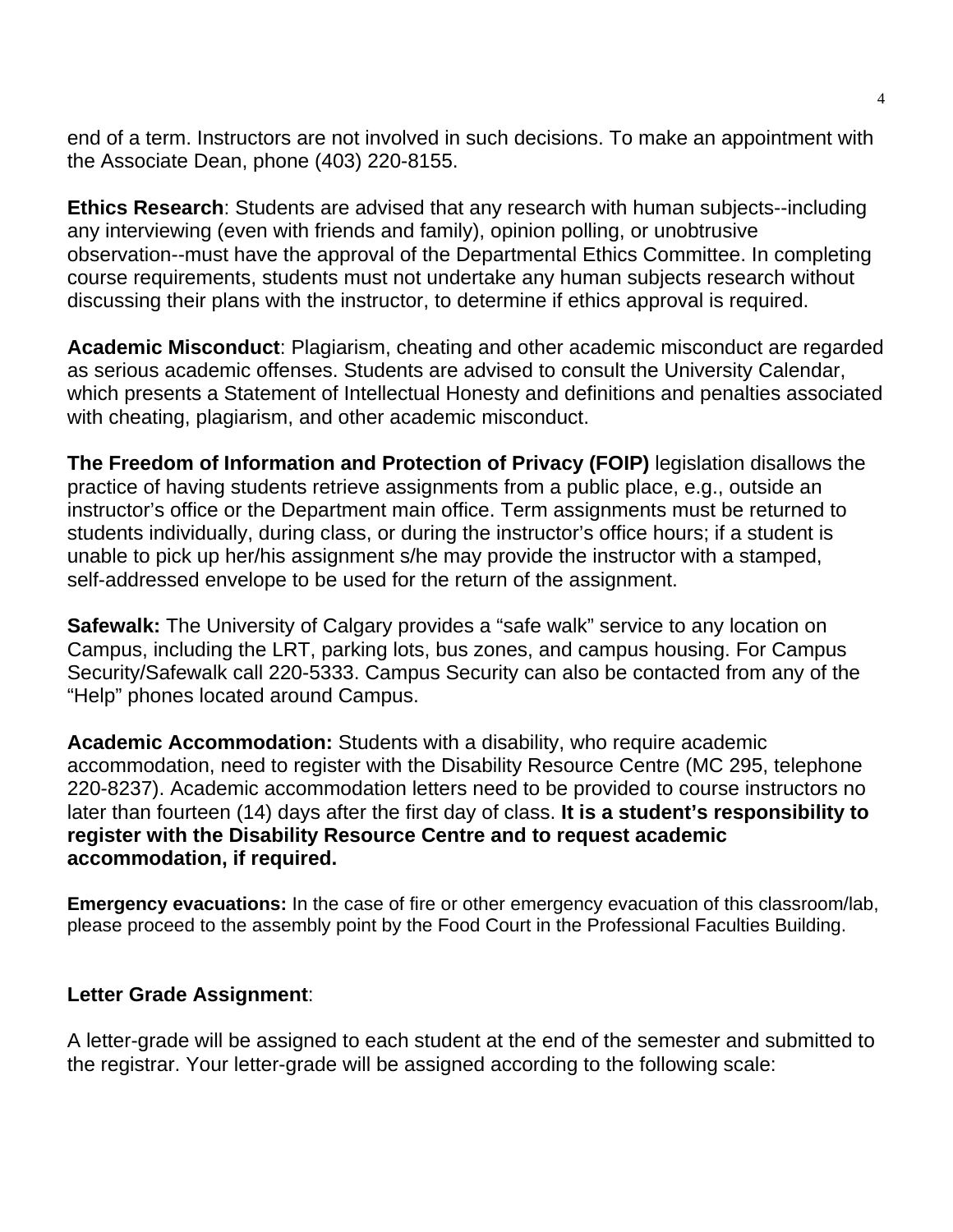end of a term. Instructors are not involved in such decisions. To make an appointment with the Associate Dean, phone (403) 220-8155.

**Ethics Research**: Students are advised that any research with human subjects--including any interviewing (even with friends and family), opinion polling, or unobtrusive observation--must have the approval of the Departmental Ethics Committee. In completing course requirements, students must not undertake any human subjects research without discussing their plans with the instructor, to determine if ethics approval is required.

**Academic Misconduct**: Plagiarism, cheating and other academic misconduct are regarded as serious academic offenses. Students are advised to consult the University Calendar, which presents a Statement of Intellectual Honesty and definitions and penalties associated with cheating, plagiarism, and other academic misconduct.

**The Freedom of Information and Protection of Privacy (FOIP)** legislation disallows the practice of having students retrieve assignments from a public place, e.g., outside an instructor's office or the Department main office. Term assignments must be returned to students individually, during class, or during the instructor's office hours; if a student is unable to pick up her/his assignment s/he may provide the instructor with a stamped, self-addressed envelope to be used for the return of the assignment.

**Safewalk:** The University of Calgary provides a "safe walk" service to any location on Campus, including the LRT, parking lots, bus zones, and campus housing. For Campus Security/Safewalk call 220-5333. Campus Security can also be contacted from any of the "Help" phones located around Campus.

**Academic Accommodation:** Students with a disability, who require academic accommodation, need to register with the Disability Resource Centre (MC 295, telephone 220-8237). Academic accommodation letters need to be provided to course instructors no later than fourteen (14) days after the first day of class. **It is a student's responsibility to register with the Disability Resource Centre and to request academic accommodation, if required.**

**Emergency evacuations:** In the case of fire or other emergency evacuation of this classroom/lab, please proceed to the assembly point by the Food Court in the Professional Faculties Building.

**Letter Grade Assignment**:

A letter-grade will be assigned to each student at the end of the semester and submitted to the registrar. Your letter-grade will be assigned according to the following scale: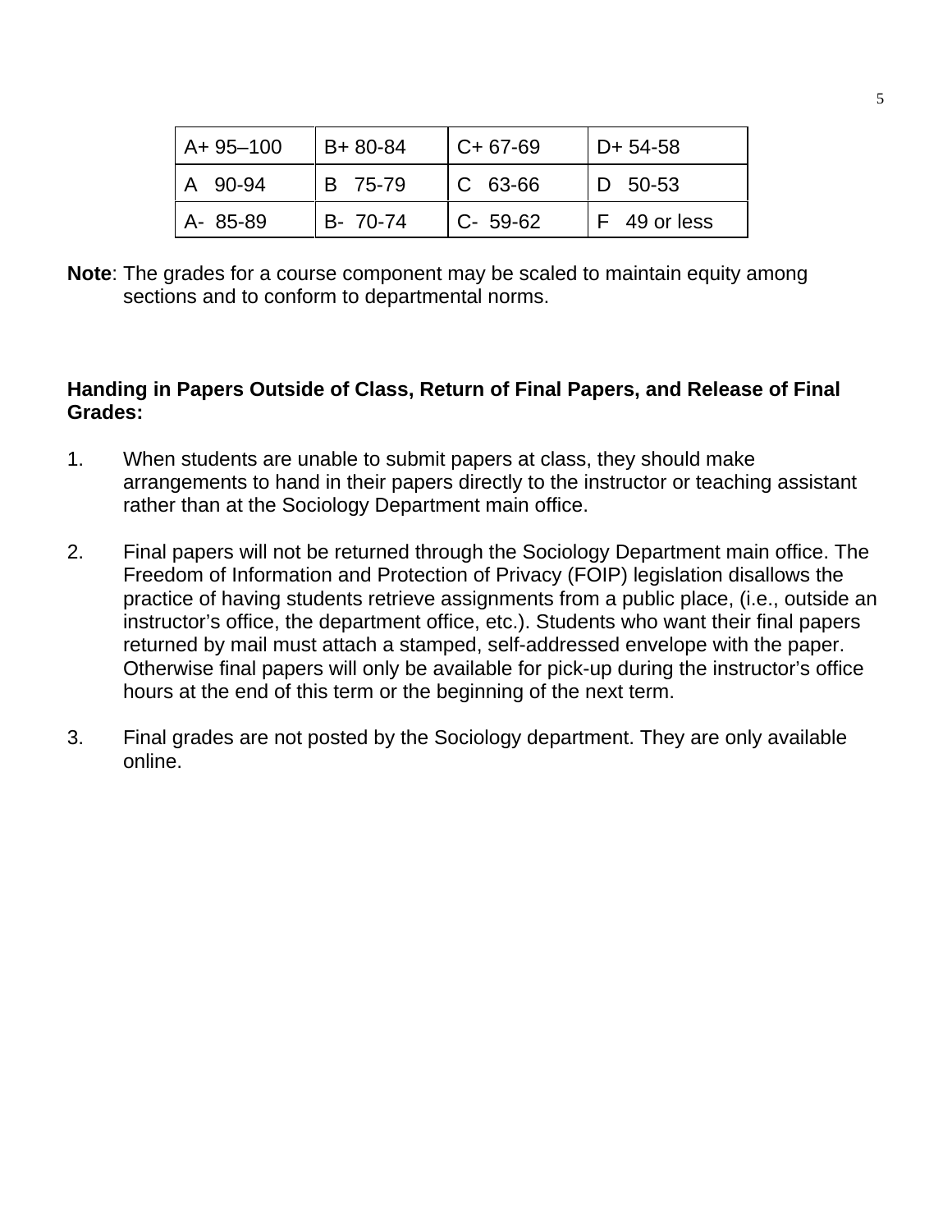| A+ 95–100 | B+ 80-84 | C+ 67-69 | D+ 54-58 |
|---|---|---|---|
| A 90-94 | B 75-79 | C 63-66 | D 50-53 |
| A- 85-89 | B- 70-74 | C- 59-62 | F 49 or less |

**Note**: The grades for a course component may be scaled to maintain equity among sections and to conform to departmental norms.

**Handing in Papers Outside of Class, Return of Final Papers, and Release of Final Grades:**

1. When students are unable to submit papers at class, they should make arrangements to hand in their papers directly to the instructor or teaching assistant rather than at the Sociology Department main office.

2. Final papers will not be returned through the Sociology Department main office. The Freedom of Information and Protection of Privacy (FOIP) legislation disallows the practice of having students retrieve assignments from a public place, (i.e., outside an instructor's office, the department office, etc.). Students who want their final papers returned by mail must attach a stamped, self-addressed envelope with the paper. Otherwise final papers will only be available for pick-up during the instructor's office hours at the end of this term or the beginning of the next term.

3. Final grades are not posted by the Sociology department. They are only available online.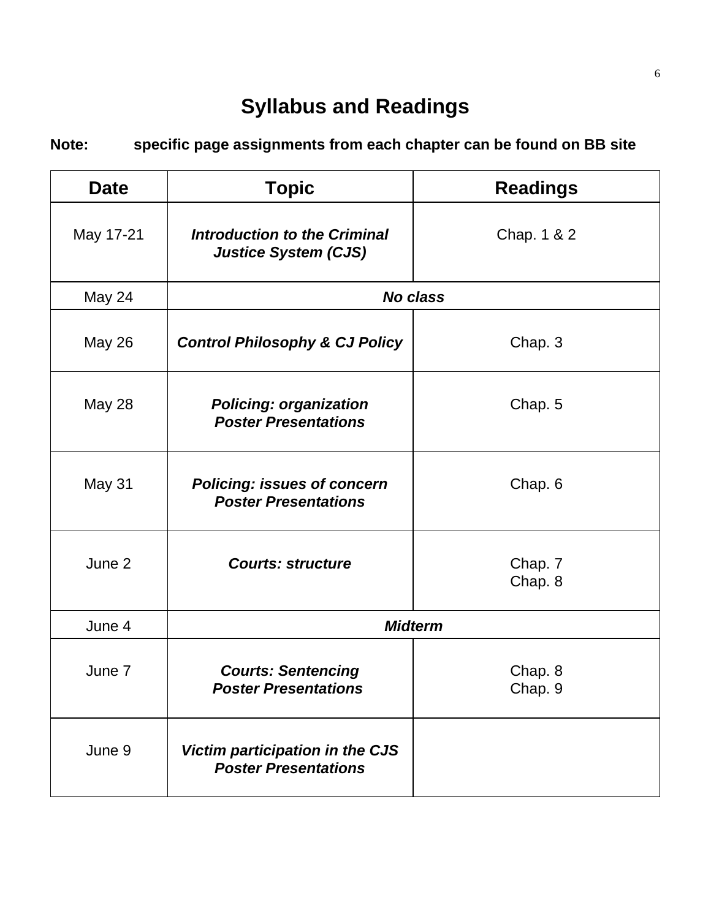# Syllabus and Readings

**Note: specific page assignments from each chapter can be found on BB site**

| Date | Topic | Readings |
|---|---|---|
| May 17-21 | ***Introduction to the Criminal Justice System (CJS)*** | Chap. 1 & 2 |
| May 24 | ***No class*** | |
| May 26 | ***Control Philosophy & CJ Policy*** | Chap. 3 |
| May 28 | ***Policing: organization*** <br> ***Poster Presentations*** | Chap. 5 |
| May 31 | ***Policing: issues of concern*** <br> ***Poster Presentations*** | Chap. 6 |
| June 2 | ***Courts: structure*** | Chap. 7 <br> Chap. 8 |
| June 4 | ***Midterm*** | |
| June 7 | ***Courts: Sentencing*** <br> ***Poster Presentations*** | Chap. 8 <br> Chap. 9 |
| June 9 | ***Victim participation in the CJS*** <br> ***Poster Presentations*** | |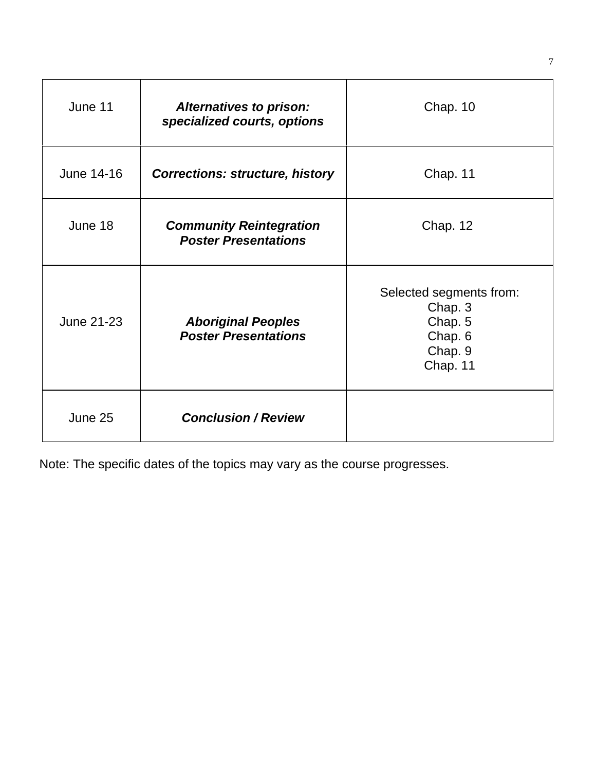| | | |
|---|---|---|
| June 11 | ***Alternatives to prison: specialized courts, options*** | Chap. 10 |
| June 14-16 | ***Corrections: structure, history*** | Chap. 11 |
| June 18 | ***Community Reintegration Poster Presentations*** | Chap. 12 |
| June 21-23 | ***Aboriginal Peoples Poster Presentations*** | Selected segments from: Chap. 3 Chap. 5 Chap. 6 Chap. 9 Chap. 11 |
| June 25 | ***Conclusion / Review*** | |

Note: The specific dates of the topics may vary as the course progresses.